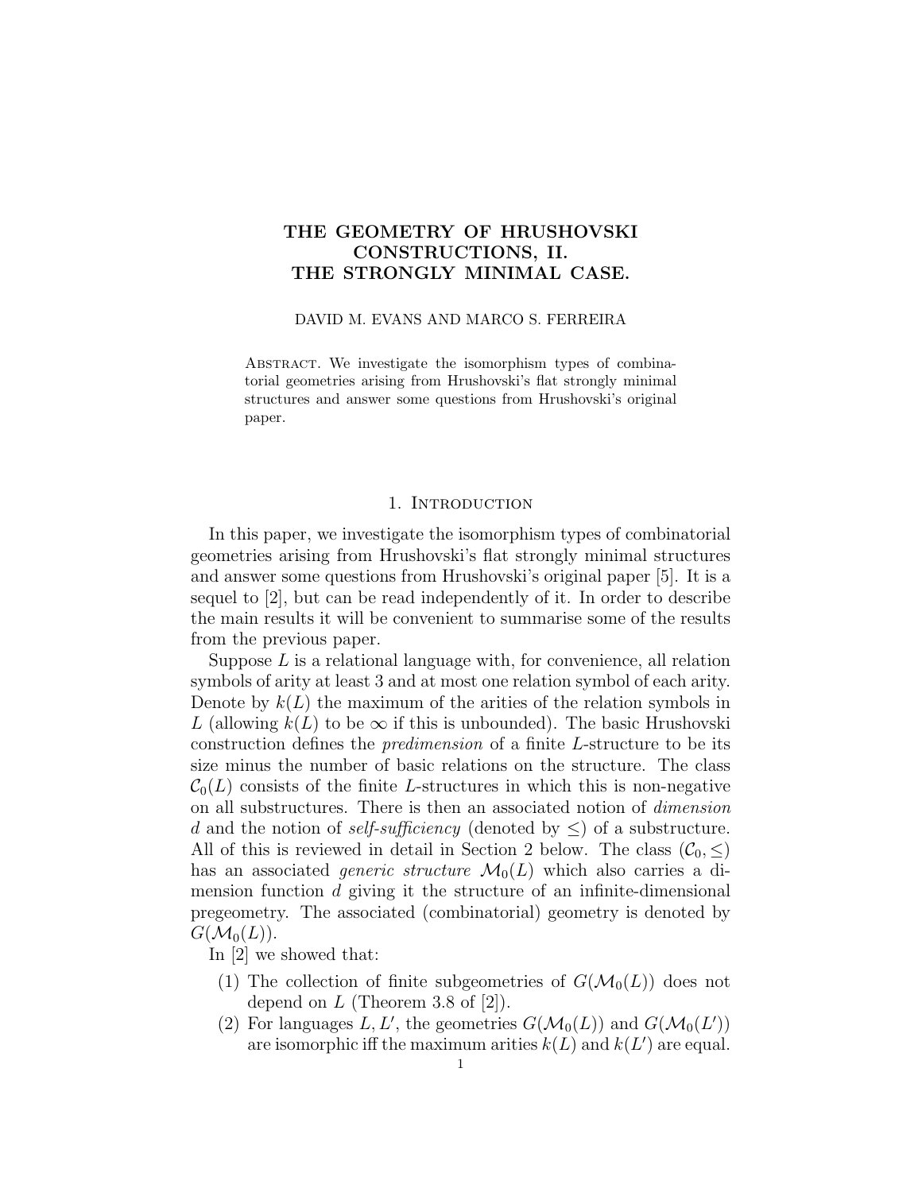# THE GEOMETRY OF HRUSHOVSKI CONSTRUCTIONS, II. THE STRONGLY MINIMAL CASE.

DAVID M. EVANS AND MARCO S. FERREIRA

Abstract. We investigate the isomorphism types of combinatorial geometries arising from Hrushovski's flat strongly minimal structures and answer some questions from Hrushovski's original paper.

## 1. Introduction

In this paper, we investigate the isomorphism types of combinatorial geometries arising from Hrushovski's flat strongly minimal structures and answer some questions from Hrushovski's original paper [5]. It is a sequel to [2], but can be read independently of it. In order to describe the main results it will be convenient to summarise some of the results from the previous paper.

Suppose $L$ is a relational language with, for convenience, all relation symbols of arity at least 3 and at most one relation symbol of each arity. Denote by $k(L)$ the maximum of the arities of the relation symbols in $L$ (allowing $k(L)$ to be $\infty$ if this is unbounded). The basic Hrushovski construction defines the *predimension* of a finite $L$-structure to be its size minus the number of basic relations on the structure. The class $\mathcal{C}_0(L)$ consists of the finite $L$-structures in which this is non-negative on all substructures. There is then an associated notion of *dimension* $d$ and the notion of *self-sufficiency* (denoted by $\leq$) of a substructure. All of this is reviewed in detail in Section 2 below. The class $(\mathcal{C}_0, \leq)$ has an associated *generic structure* $\mathcal{M}_0(L)$ which also carries a dimension function $d$ giving it the structure of an infinite-dimensional pregeometry. The associated (combinatorial) geometry is denoted by $G(\mathcal{M}_0(L))$.

In [2] we showed that:

1. The collection of finite subgeometries of $G(\mathcal{M}_0(L))$ does not depend on $L$ (Theorem 3.8 of [2]).
2. For languages $L, L'$, the geometries $G(\mathcal{M}_0(L))$ and $G(\mathcal{M}_0(L'))$ are isomorphic iff the maximum arities $k(L)$ and $k(L')$ are equal.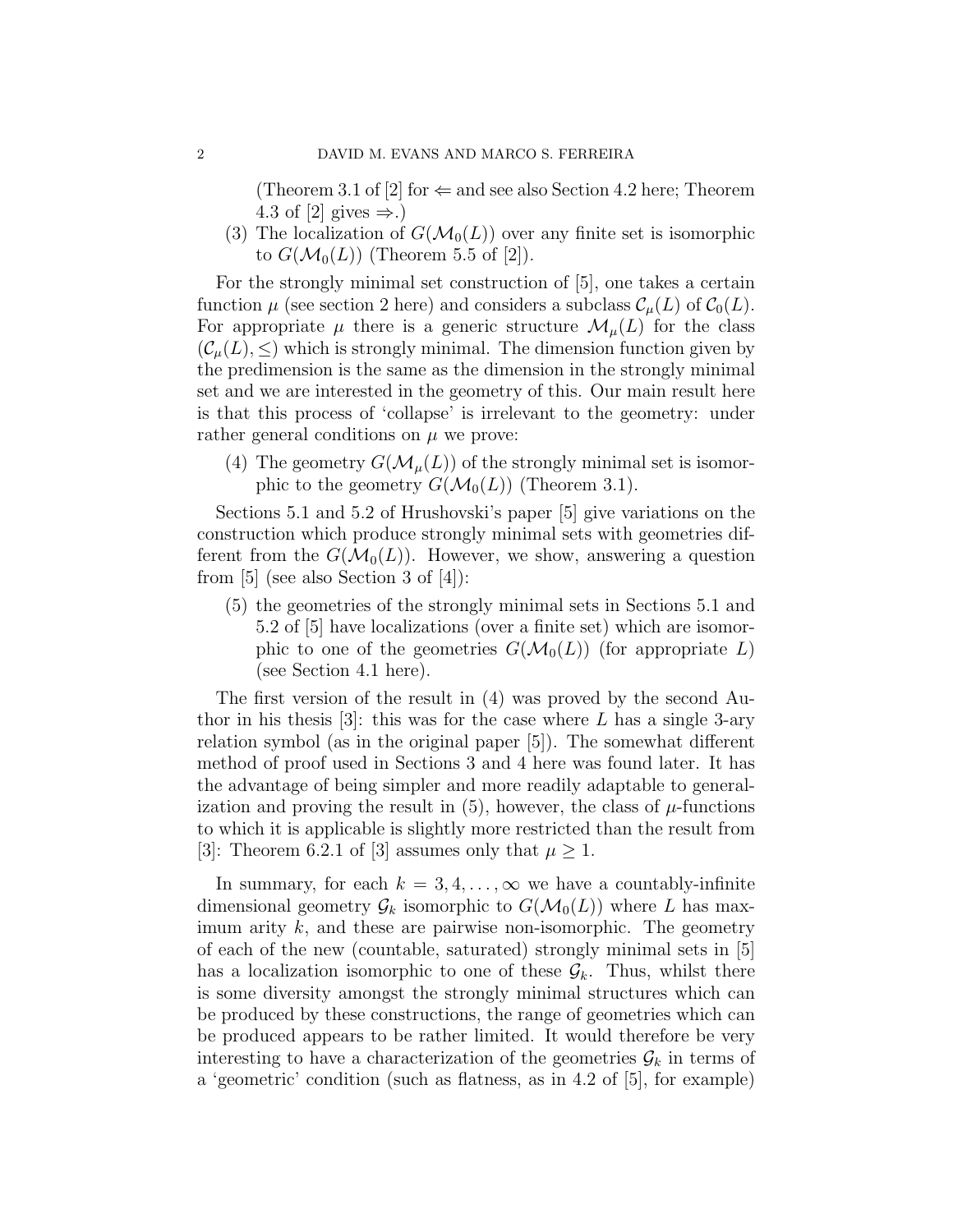(Theorem 3.1 of [2] for $\Leftarrow$ and see also Section 4.2 here; Theorem 4.3 of [2] gives $\Rightarrow$.)

(3) The localization of $G(\mathcal{M}_0(L))$ over any finite set is isomorphic to $G(\mathcal{M}_0(L))$ (Theorem 5.5 of [2]).

For the strongly minimal set construction of [5], one takes a certain function $\mu$ (see section 2 here) and considers a subclass $\mathcal{C}_\mu(L)$ of $\mathcal{C}_0(L)$. For appropriate $\mu$ there is a generic structure $\mathcal{M}_\mu(L)$ for the class $(\mathcal{C}_\mu(L), \leq)$ which is strongly minimal. The dimension function given by the predimension is the same as the dimension in the strongly minimal set and we are interested in the geometry of this. Our main result here is that this process of 'collapse' is irrelevant to the geometry: under rather general conditions on $\mu$ we prove:

(4) The geometry $G(\mathcal{M}_\mu(L))$ of the strongly minimal set is isomorphic to the geometry $G(\mathcal{M}_0(L))$ (Theorem 3.1).

Sections 5.1 and 5.2 of Hrushovski's paper [5] give variations on the construction which produce strongly minimal sets with geometries different from the $G(\mathcal{M}_0(L))$. However, we show, answering a question from [5] (see also Section 3 of [4]):

(5) the geometries of the strongly minimal sets in Sections 5.1 and 5.2 of [5] have localizations (over a finite set) which are isomorphic to one of the geometries $G(\mathcal{M}_0(L))$ (for appropriate $L$) (see Section 4.1 here).

The first version of the result in (4) was proved by the second Author in his thesis [3]: this was for the case where $L$ has a single 3-ary relation symbol (as in the original paper [5]). The somewhat different method of proof used in Sections 3 and 4 here was found later. It has the advantage of being simpler and more readily adaptable to generalization and proving the result in (5), however, the class of $\mu$-functions to which it is applicable is slightly more restricted than the result from [3]: Theorem 6.2.1 of [3] assumes only that $\mu \geq 1$.

In summary, for each $k = 3, 4, \ldots, \infty$ we have a countably-infinite dimensional geometry $\mathcal{G}_k$ isomorphic to $G(\mathcal{M}_0(L))$ where $L$ has maximum arity $k$, and these are pairwise non-isomorphic. The geometry of each of the new (countable, saturated) strongly minimal sets in [5] has a localization isomorphic to one of these $\mathcal{G}_k$. Thus, whilst there is some diversity amongst the strongly minimal structures which can be produced by these constructions, the range of geometries which can be produced appears to be rather limited. It would therefore be very interesting to have a characterization of the geometries $\mathcal{G}_k$ in terms of a 'geometric' condition (such as flatness, as in 4.2 of [5], for example)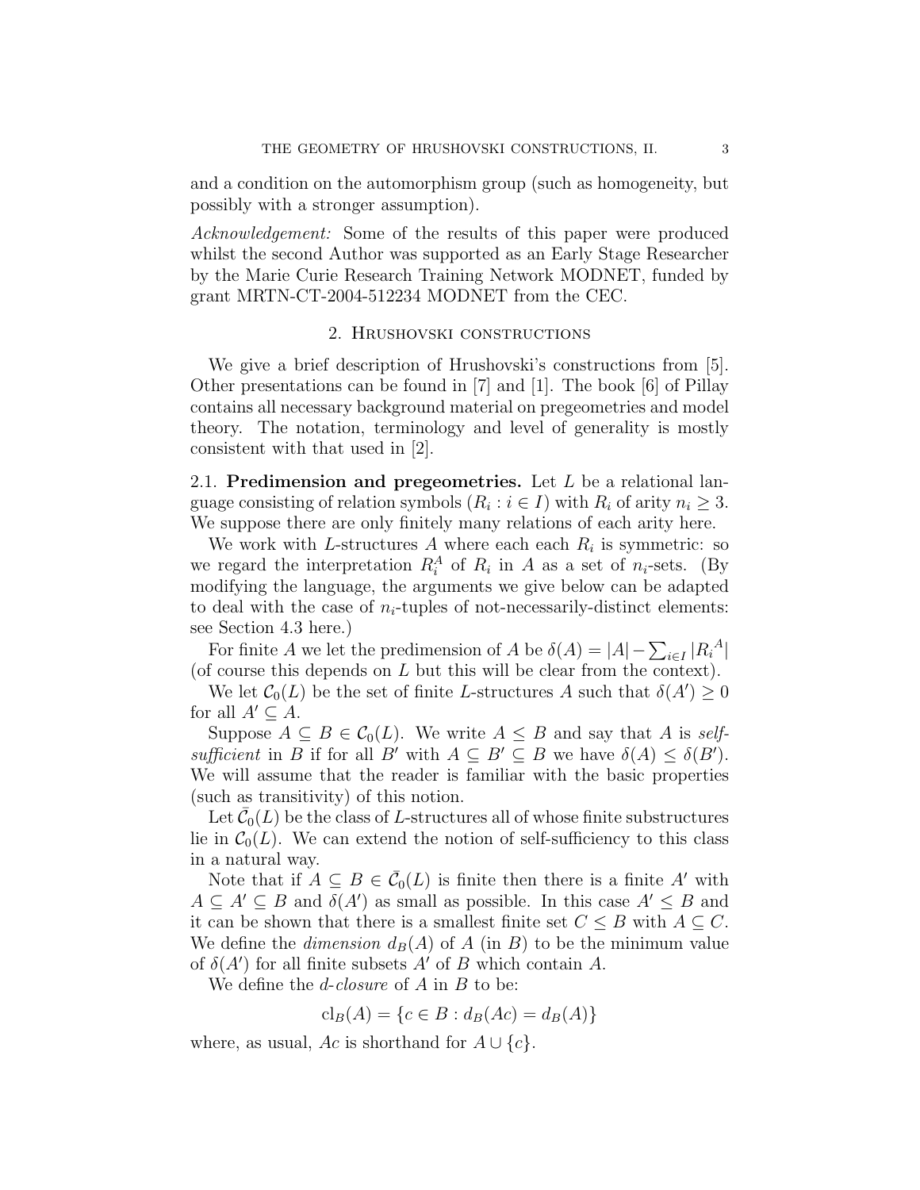and a condition on the automorphism group (such as homogeneity, but possibly with a stronger assumption).

*Acknowledgement:* Some of the results of this paper were produced whilst the second Author was supported as an Early Stage Researcher by the Marie Curie Research Training Network MODNET, funded by grant MRTN-CT-2004-512234 MODNET from the CEC.

## 2. Hrushovski constructions

We give a brief description of Hrushovski's constructions from [5]. Other presentations can be found in [7] and [1]. The book [6] of Pillay contains all necessary background material on pregeometries and model theory. The notation, terminology and level of generality is mostly consistent with that used in [2].

2.1. **Predimension and pregeometries.** Let $L$ be a relational language consisting of relation symbols $(R_i : i \in I)$ with $R_i$ of arity $n_i \geq 3$. We suppose there are only finitely many relations of each arity here.

We work with $L$-structures $A$ where each each $R_i$ is symmetric: so we regard the interpretation $R_i^A$ of $R_i$ in $A$ as a set of $n_i$-sets. (By modifying the language, the arguments we give below can be adapted to deal with the case of $n_i$-tuples of not-necessarily-distinct elements: see Section 4.3 here.)

For finite $A$ we let the predimension of $A$ be $\delta(A) = |A| - \sum_{i \in I} |R_i{}^A|$ (of course this depends on $L$ but this will be clear from the context).

We let $\mathcal{C}_0(L)$ be the set of finite $L$-structures $A$ such that $\delta(A') \geq 0$ for all $A' \subseteq A$.

Suppose $A \subseteq B \in \mathcal{C}_0(L)$. We write $A \leq B$ and say that $A$ is *self-sufficient* in $B$ if for all $B'$ with $A \subseteq B' \subseteq B$ we have $\delta(A) \leq \delta(B')$. We will assume that the reader is familiar with the basic properties (such as transitivity) of this notion.

Let $\bar{\mathcal{C}}_0(L)$ be the class of $L$-structures all of whose finite substructures lie in $\mathcal{C}_0(L)$. We can extend the notion of self-sufficiency to this class in a natural way.

Note that if $A \subseteq B \in \bar{\mathcal{C}}_0(L)$ is finite then there is a finite $A'$ with $A \subseteq A' \subseteq B$ and $\delta(A')$ as small as possible. In this case $A' \leq B$ and it can be shown that there is a smallest finite set $C \leq B$ with $A \subseteq C$. We define the *dimension* $d_B(A)$ of $A$ (in $B$) to be the minimum value of $\delta(A')$ for all finite subsets $A'$ of $B$ which contain $A$.

We define the *d-closure* of $A$ in $B$ to be:

$$\mathrm{cl}_B(A) = \{c \in B : d_B(Ac) = d_B(A)\}$$

where, as usual, $Ac$ is shorthand for $A \cup \{c\}$.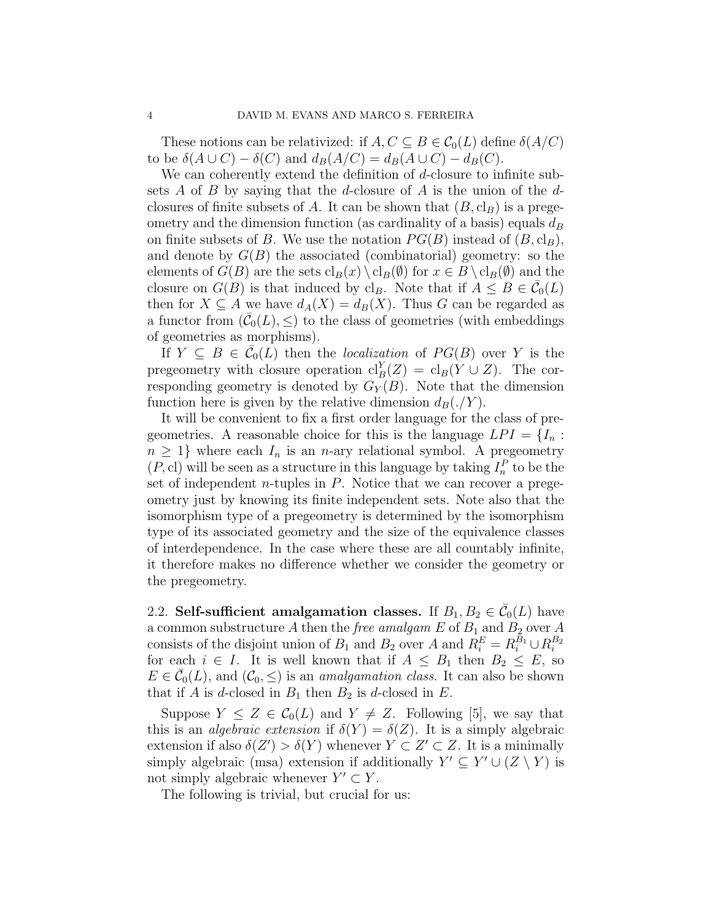These notions can be relativized: if $A, C \subseteq B \in \mathcal{C}_0(L)$ define $\delta(A/C)$ to be $\delta(A \cup C) - \delta(C)$ and $d_B(A/C) = d_B(A \cup C) - d_B(C)$.

We can coherently extend the definition of $d$-closure to infinite subsets $A$ of $B$ by saying that the $d$-closure of $A$ is the union of the $d$-closures of finite subsets of $A$. It can be shown that $(B, \mathrm{cl}_B)$ is a pregeometry and the dimension function (as cardinality of a basis) equals $d_B$ on finite subsets of $B$. We use the notation $PG(B)$ instead of $(B, \mathrm{cl}_B)$, and denote by $G(B)$ the associated (combinatorial) geometry: so the elements of $G(B)$ are the sets $\mathrm{cl}_B(x) \setminus \mathrm{cl}_B(\emptyset)$ for $x \in B \setminus \mathrm{cl}_B(\emptyset)$ and the closure on $G(B)$ is that induced by $\mathrm{cl}_B$. Note that if $A \leq B \in \bar{\mathcal{C}}_0(L)$ then for $X \subseteq A$ we have $d_A(X) = d_B(X)$. Thus $G$ can be regarded as a functor from $(\bar{\mathcal{C}}_0(L), \leq)$ to the class of geometries (with embeddings of geometries as morphisms).

If $Y \subseteq B \in \bar{\mathcal{C}}_0(L)$ then the *localization* of $PG(B)$ over $Y$ is the pregeometry with closure operation $\mathrm{cl}_B^Y(Z) = \mathrm{cl}_B(Y \cup Z)$. The corresponding geometry is denoted by $G_Y(B)$. Note that the dimension function here is given by the relative dimension $d_B(./Y)$.

It will be convenient to fix a first order language for the class of pregeometries. A reasonable choice for this is the language $LPI = \{I_n : n \geq 1\}$ where each $I_n$ is an $n$-ary relational symbol. A pregeometry $(P, \mathrm{cl})$ will be seen as a structure in this language by taking $I_n^P$ to be the set of independent $n$-tuples in $P$. Notice that we can recover a pregeometry just by knowing its finite independent sets. Note also that the isomorphism type of a pregeometry is determined by the isomorphism type of its associated geometry and the size of the equivalence classes of interdependence. In the case where these are all countably infinite, it therefore makes no difference whether we consider the geometry or the pregeometry.

## 2.2. Self-sufficient amalgamation classes.

If $B_1, B_2 \in \bar{\mathcal{C}}_0(L)$ have a common substructure $A$ then the *free amalgam* $E$ of $B_1$ and $B_2$ over $A$ consists of the disjoint union of $B_1$ and $B_2$ over $A$ and $R_i^E = R_i^{B_1} \cup R_i^{B_2}$ for each $i \in I$. It is well known that if $A \leq B_1$ then $B_2 \leq E$, so $E \in \bar{\mathcal{C}}_0(L)$, and $(\mathcal{C}_0, \leq)$ is an *amalgamation class*. It can also be shown that if $A$ is $d$-closed in $B_1$ then $B_2$ is $d$-closed in $E$.

Suppose $Y \leq Z \in \mathcal{C}_0(L)$ and $Y \neq Z$. Following [5], we say that this is an *algebraic extension* if $\delta(Y) = \delta(Z)$. It is a simply algebraic extension if also $\delta(Z') > \delta(Y)$ whenever $Y \subset Z' \subset Z$. It is a minimally simply algebraic (msa) extension if additionally $Y' \subseteq Y' \cup (Z \setminus Y)$ is not simply algebraic whenever $Y' \subset Y$.

The following is trivial, but crucial for us: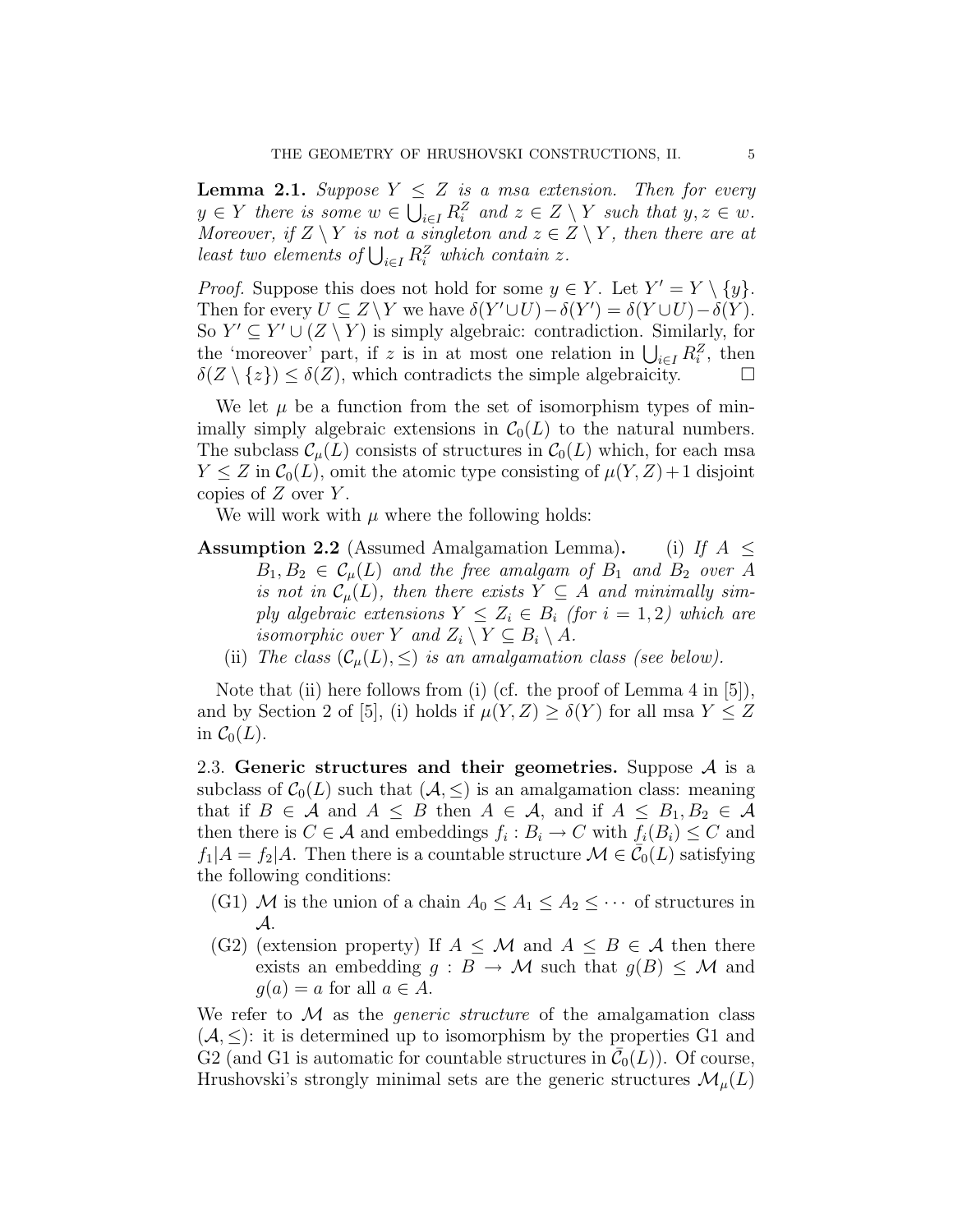**Lemma 2.1.** *Suppose $Y \leq Z$ is a msa extension. Then for every $y \in Y$ there is some $w \in \bigcup_{i \in I} R_i^Z$ and $z \in Z \setminus Y$ such that $y, z \in w$. Moreover, if $Z \setminus Y$ is not a singleton and $z \in Z \setminus Y$, then there are at least two elements of $\bigcup_{i \in I} R_i^Z$ which contain $z$.*

*Proof.* Suppose this does not hold for some $y \in Y$. Let $Y' = Y \setminus \{y\}$. Then for every $U \subseteq Z \setminus Y$ we have $\delta(Y' \cup U) - \delta(Y') = \delta(Y \cup U) - \delta(Y)$. So $Y' \subseteq Y' \cup (Z \setminus Y)$ is simply algebraic: contradiction. Similarly, for the 'moreover' part, if $z$ is in at most one relation in $\bigcup_{i \in I} R_i^Z$, then $\delta(Z \setminus \{z\}) \leq \delta(Z)$, which contradicts the simple algebraicity. $\square$

We let $\mu$ be a function from the set of isomorphism types of minimally simply algebraic extensions in $\mathcal{C}_0(L)$ to the natural numbers. The subclass $\mathcal{C}_\mu(L)$ consists of structures in $\mathcal{C}_0(L)$ which, for each msa $Y \leq Z$ in $\mathcal{C}_0(L)$, omit the atomic type consisting of $\mu(Y, Z) + 1$ disjoint copies of $Z$ over $Y$.

We will work with $\mu$ where the following holds:

**Assumption 2.2** (Assumed Amalgamation Lemma)**.**
(i) *If $A \leq B_1, B_2 \in \mathcal{C}_\mu(L)$ and the free amalgam of $B_1$ and $B_2$ over $A$ is not in $\mathcal{C}_\mu(L)$, then there exists $Y \subseteq A$ and minimally simply algebraic extensions $Y \leq Z_i \in B_i$ (for $i = 1, 2$) which are isomorphic over $Y$ and $Z_i \setminus Y \subseteq B_i \setminus A$.*
(ii) *The class $(\mathcal{C}_\mu(L), \leq)$ is an amalgamation class (see below).*

Note that (ii) here follows from (i) (cf. the proof of Lemma 4 in [5]), and by Section 2 of [5], (i) holds if $\mu(Y, Z) \geq \delta(Y)$ for all msa $Y \leq Z$ in $\mathcal{C}_0(L)$.

2.3. **Generic structures and their geometries.** Suppose $\mathcal{A}$ is a subclass of $\mathcal{C}_0(L)$ such that $(\mathcal{A}, \leq)$ is an amalgamation class: meaning that if $B \in \mathcal{A}$ and $A \leq B$ then $A \in \mathcal{A}$, and if $A \leq B_1, B_2 \in \mathcal{A}$ then there is $C \in \mathcal{A}$ and embeddings $f_i : B_i \to C$ with $f_i(B_i) \leq C$ and $f_1|A = f_2|A$. Then there is a countable structure $\mathcal{M} \in \bar{\mathcal{C}}_0(L)$ satisfying the following conditions:

- (G1) $\mathcal{M}$ is the union of a chain $A_0 \leq A_1 \leq A_2 \leq \cdots$ of structures in $\mathcal{A}$.
- (G2) (extension property) If $A \leq \mathcal{M}$ and $A \leq B \in \mathcal{A}$ then there exists an embedding $g : B \to \mathcal{M}$ such that $g(B) \leq \mathcal{M}$ and $g(a) = a$ for all $a \in A$.

We refer to $\mathcal{M}$ as the *generic structure* of the amalgamation class $(\mathcal{A}, \leq)$: it is determined up to isomorphism by the properties G1 and G2 (and G1 is automatic for countable structures in $\bar{\mathcal{C}}_0(L)$). Of course, Hrushovski's strongly minimal sets are the generic structures $\mathcal{M}_\mu(L)$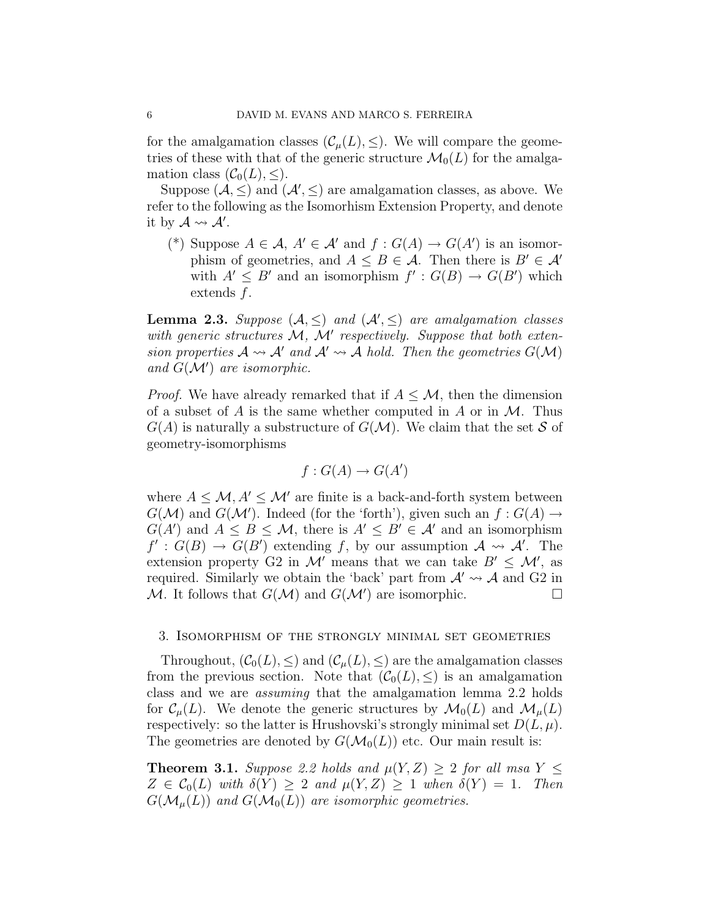for the amalgamation classes $(\mathcal{C}_\mu(L), \leq)$. We will compare the geometries of these with that of the generic structure $\mathcal{M}_0(L)$ for the amalgamation class $(\mathcal{C}_0(L), \leq)$.

Suppose $(\mathcal{A}, \leq)$ and $(\mathcal{A}', \leq)$ are amalgamation classes, as above. We refer to the following as the Isomorhism Extension Property, and denote it by $\mathcal{A} \rightsquigarrow \mathcal{A}'$.

(*) Suppose $A \in \mathcal{A}$, $A' \in \mathcal{A}'$ and $f : G(A) \to G(A')$ is an isomorphism of geometries, and $A \leq B \in \mathcal{A}$. Then there is $B' \in \mathcal{A}'$ with $A' \leq B'$ and an isomorphism $f' : G(B) \to G(B')$ which extends $f$.

**Lemma 2.3.** *Suppose $(\mathcal{A}, \leq)$ and $(\mathcal{A}', \leq)$ are amalgamation classes with generic structures $\mathcal{M}$, $\mathcal{M}'$ respectively. Suppose that both extension properties $\mathcal{A} \rightsquigarrow \mathcal{A}'$ and $\mathcal{A}' \rightsquigarrow \mathcal{A}$ hold. Then the geometries $G(\mathcal{M})$ and $G(\mathcal{M}')$ are isomorphic.*

*Proof.* We have already remarked that if $A \leq \mathcal{M}$, then the dimension of a subset of $A$ is the same whether computed in $A$ or in $\mathcal{M}$. Thus $G(A)$ is naturally a substructure of $G(\mathcal{M})$. We claim that the set $\mathcal{S}$ of geometry-isomorphisms

$$f : G(A) \to G(A')$$

where $A \leq \mathcal{M}, A' \leq \mathcal{M}'$ are finite is a back-and-forth system between $G(\mathcal{M})$ and $G(\mathcal{M}')$. Indeed (for the 'forth'), given such an $f : G(A) \to G(A')$ and $A \leq B \leq \mathcal{M}$, there is $A' \leq B' \in \mathcal{A}'$ and an isomorphism $f' : G(B) \to G(B')$ extending $f$, by our assumption $\mathcal{A} \rightsquigarrow \mathcal{A}'$. The extension property G2 in $\mathcal{M}'$ means that we can take $B' \leq \mathcal{M}'$, as required. Similarly we obtain the 'back' part from $\mathcal{A}' \rightsquigarrow \mathcal{A}$ and G2 in $\mathcal{M}$. It follows that $G(\mathcal{M})$ and $G(\mathcal{M}')$ are isomorphic. $\square$

## 3. Isomorphism of the strongly minimal set geometries

Throughout, $(\mathcal{C}_0(L), \leq)$ and $(\mathcal{C}_\mu(L), \leq)$ are the amalgamation classes from the previous section. Note that $(\mathcal{C}_0(L), \leq)$ is an amalgamation class and we are *assuming* that the amalgamation lemma 2.2 holds for $\mathcal{C}_\mu(L)$. We denote the generic structures by $\mathcal{M}_0(L)$ and $\mathcal{M}_\mu(L)$ respectively: so the latter is Hrushovski's strongly minimal set $D(L, \mu)$. The geometries are denoted by $G(\mathcal{M}_0(L))$ etc. Our main result is:

**Theorem 3.1.** *Suppose 2.2 holds and $\mu(Y, Z) \geq 2$ for all msa $Y \leq Z \in \mathcal{C}_0(L)$ with $\delta(Y) \geq 2$ and $\mu(Y, Z) \geq 1$ when $\delta(Y) = 1$. Then $G(\mathcal{M}_\mu(L))$ and $G(\mathcal{M}_0(L))$ are isomorphic geometries.*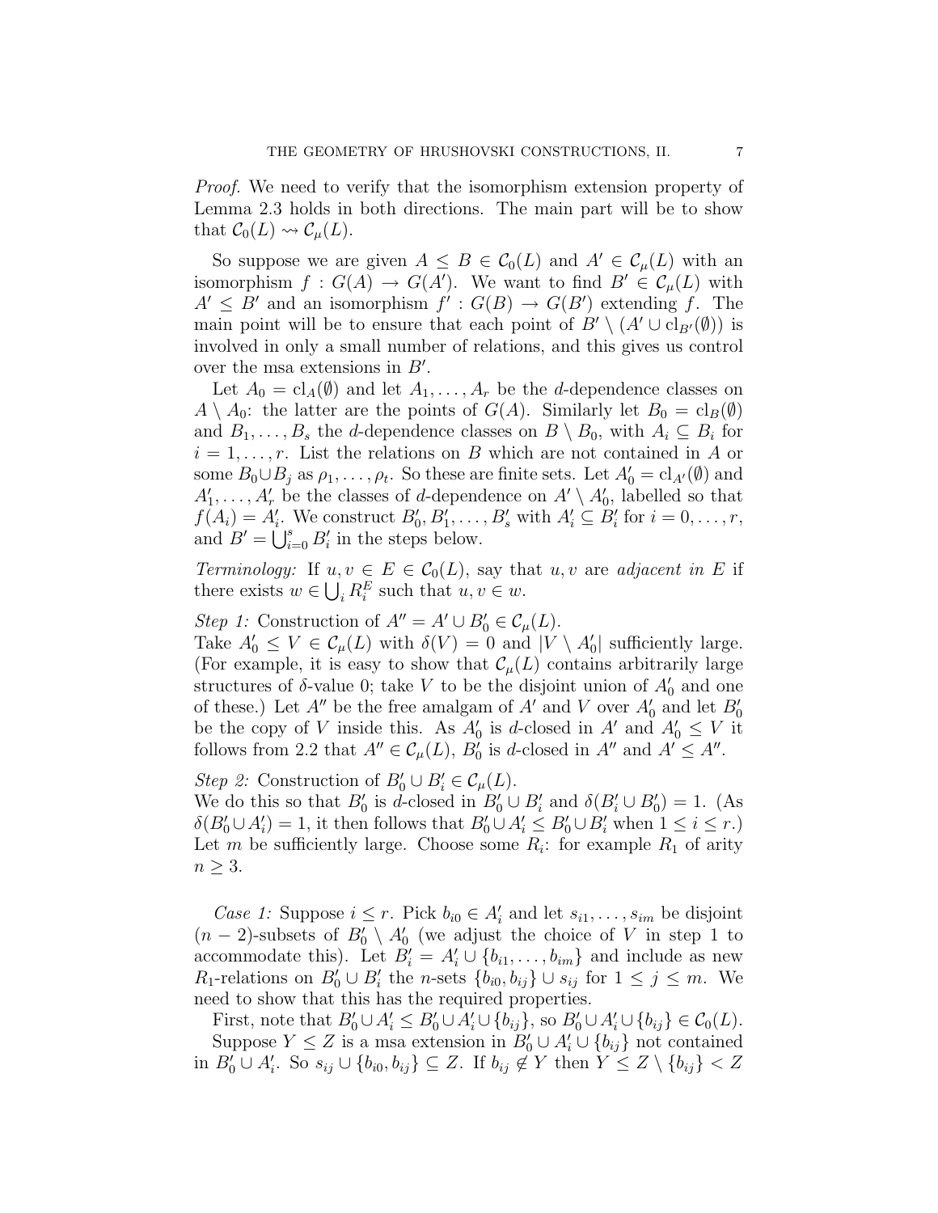*Proof.* We need to verify that the isomorphism extension property of Lemma 2.3 holds in both directions. The main part will be to show that $\mathcal{C}_0(L) \rightsquigarrow \mathcal{C}_\mu(L)$.

So suppose we are given $A \leq B \in \mathcal{C}_0(L)$ and $A' \in \mathcal{C}_\mu(L)$ with an isomorphism $f : G(A) \to G(A')$. We want to find $B' \in \mathcal{C}_\mu(L)$ with $A' \leq B'$ and an isomorphism $f' : G(B) \to G(B')$ extending $f$. The main point will be to ensure that each point of $B' \setminus (A' \cup \mathrm{cl}_{B'}(\emptyset))$ is involved in only a small number of relations, and this gives us control over the msa extensions in $B'$.

Let $A_0 = \mathrm{cl}_A(\emptyset)$ and let $A_1, \ldots, A_r$ be the $d$-dependence classes on $A \setminus A_0$: the latter are the points of $G(A)$. Similarly let $B_0 = \mathrm{cl}_B(\emptyset)$ and $B_1, \ldots, B_s$ the $d$-dependence classes on $B \setminus B_0$, with $A_i \subseteq B_i$ for $i = 1, \ldots, r$. List the relations on $B$ which are not contained in $A$ or some $B_0 \cup B_j$ as $\rho_1, \ldots, \rho_t$. So these are finite sets. Let $A'_0 = \mathrm{cl}_{A'}(\emptyset)$ and $A'_1, \ldots, A'_r$ be the classes of $d$-dependence on $A' \setminus A'_0$, labelled so that $f(A_i) = A'_i$. We construct $B'_0, B'_1, \ldots, B'_s$ with $A'_i \subseteq B'_i$ for $i = 0, \ldots, r$, and $B' = \bigcup_{i=0}^{s} B'_i$ in the steps below.

*Terminology:* If $u, v \in E \in \mathcal{C}_0(L)$, say that $u, v$ are *adjacent in $E$* if there exists $w \in \bigcup_i R_i^E$ such that $u, v \in w$.

*Step 1:* Construction of $A'' = A' \cup B'_0 \in \mathcal{C}_\mu(L)$.
Take $A'_0 \leq V \in \mathcal{C}_\mu(L)$ with $\delta(V) = 0$ and $|V \setminus A'_0|$ sufficiently large. (For example, it is easy to show that $\mathcal{C}_\mu(L)$ contains arbitrarily large structures of $\delta$-value 0; take $V$ to be the disjoint union of $A'_0$ and one of these.) Let $A''$ be the free amalgam of $A'$ and $V$ over $A'_0$ and let $B'_0$ be the copy of $V$ inside this. As $A'_0$ is $d$-closed in $A'$ and $A'_0 \leq V$ it follows from 2.2 that $A'' \in \mathcal{C}_\mu(L)$, $B'_0$ is $d$-closed in $A''$ and $A' \leq A''$.

*Step 2:* Construction of $B'_0 \cup B'_i \in \mathcal{C}_\mu(L)$.
We do this so that $B'_0$ is $d$-closed in $B'_0 \cup B'_i$ and $\delta(B'_i \cup B'_0) = 1$. (As $\delta(B'_0 \cup A'_i) = 1$, it then follows that $B'_0 \cup A'_i \leq B'_0 \cup B'_i$ when $1 \leq i \leq r$.) Let $m$ be sufficiently large. Choose some $R_i$: for example $R_1$ of arity $n \geq 3$.

*Case 1:* Suppose $i \leq r$. Pick $b_{i0} \in A'_i$ and let $s_{i1}, \ldots, s_{im}$ be disjoint $(n-2)$-subsets of $B'_0 \setminus A'_0$ (we adjust the choice of $V$ in step 1 to accommodate this). Let $B'_i = A'_i \cup \{b_{i1}, \ldots, b_{im}\}$ and include as new $R_1$-relations on $B'_0 \cup B'_i$ the $n$-sets $\{b_{i0}, b_{ij}\} \cup s_{ij}$ for $1 \leq j \leq m$. We need to show that this has the required properties.

First, note that $B'_0 \cup A'_i \leq B'_0 \cup A'_i \cup \{b_{ij}\}$, so $B'_0 \cup A'_i \cup \{b_{ij}\} \in \mathcal{C}_0(L)$.

Suppose $Y \leq Z$ is a msa extension in $B'_0 \cup A'_i \cup \{b_{ij}\}$ not contained in $B'_0 \cup A'_i$. So $s_{ij} \cup \{b_{i0}, b_{ij}\} \subseteq Z$. If $b_{ij} \notin Y$ then $Y \leq Z \setminus \{b_{ij}\} < Z$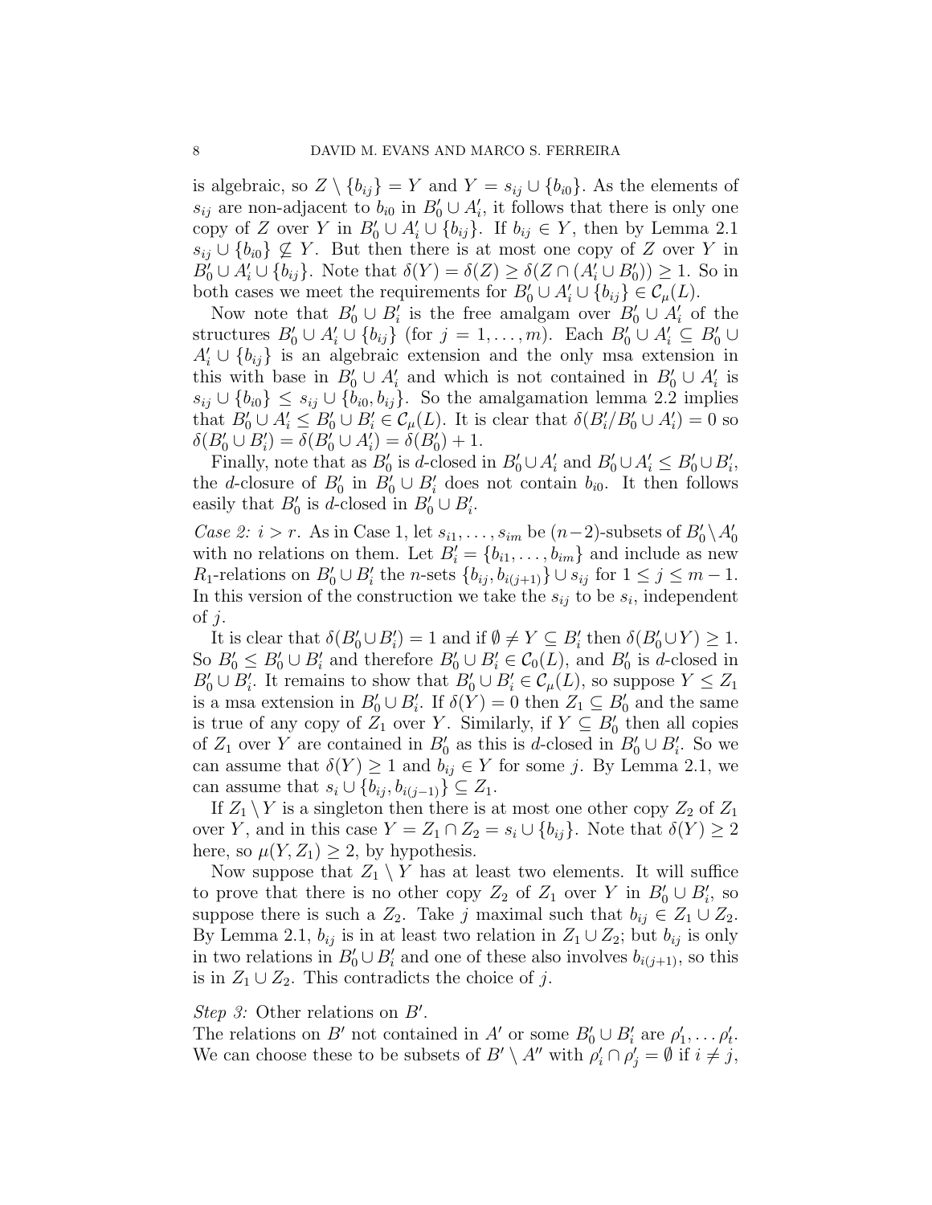is algebraic, so $Z \setminus \{b_{ij}\} = Y$ and $Y = s_{ij} \cup \{b_{i0}\}$. As the elements of $s_{ij}$ are non-adjacent to $b_{i0}$ in $B'_0 \cup A'_i$, it follows that there is only one copy of $Z$ over $Y$ in $B'_0 \cup A'_i \cup \{b_{ij}\}$. If $b_{ij} \in Y$, then by Lemma 2.1 $s_{ij} \cup \{b_{i0}\} \not\subseteq Y$. But then there is at most one copy of $Z$ over $Y$ in $B'_0 \cup A'_i \cup \{b_{ij}\}$. Note that $\delta(Y) = \delta(Z) \geq \delta(Z \cap (A'_i \cup B'_0)) \geq 1$. So in both cases we meet the requirements for $B'_0 \cup A'_i \cup \{b_{ij}\} \in \mathcal{C}_\mu(L)$.

Now note that $B'_0 \cup B'_i$ is the free amalgam over $B'_0 \cup A'_i$ of the structures $B'_0 \cup A'_i \cup \{b_{ij}\}$ (for $j = 1, \ldots, m$). Each $B'_0 \cup A'_i \subseteq B'_0 \cup A'_i \cup \{b_{ij}\}$ is an algebraic extension and the only msa extension in this with base in $B'_0 \cup A'_i$ and which is not contained in $B'_0 \cup A'_i$ is $s_{ij} \cup \{b_{i0}\} \leq s_{ij} \cup \{b_{i0}, b_{ij}\}$. So the amalgamation lemma 2.2 implies that $B'_0 \cup A'_i \leq B'_0 \cup B'_i \in \mathcal{C}_\mu(L)$. It is clear that $\delta(B'_i / B'_0 \cup A'_i) = 0$ so $\delta(B'_0 \cup B'_i) = \delta(B'_0 \cup A'_i) = \delta(B'_0) + 1$.

Finally, note that as $B'_0$ is $d$-closed in $B'_0 \cup A'_i$ and $B'_0 \cup A'_i \leq B'_0 \cup B'_i$, the $d$-closure of $B'_0$ in $B'_0 \cup B'_i$ does not contain $b_{i0}$. It then follows easily that $B'_0$ is $d$-closed in $B'_0 \cup B'_i$.

*Case 2: $i > r$.* As in Case 1, let $s_{i1}, \ldots, s_{im}$ be $(n-2)$-subsets of $B'_0 \setminus A'_0$ with no relations on them. Let $B'_i = \{b_{i1}, \ldots, b_{im}\}$ and include as new $R_1$-relations on $B'_0 \cup B'_i$ the $n$-sets $\{b_{ij}, b_{i(j+1)}\} \cup s_{ij}$ for $1 \leq j \leq m-1$. In this version of the construction we take the $s_{ij}$ to be $s_i$, independent of $j$.

It is clear that $\delta(B'_0 \cup B'_i) = 1$ and if $\emptyset \neq Y \subseteq B'_i$ then $\delta(B'_0 \cup Y) \geq 1$. So $B'_0 \leq B'_0 \cup B'_i$ and therefore $B'_0 \cup B'_i \in \mathcal{C}_0(L)$, and $B'_0$ is $d$-closed in $B'_0 \cup B'_i$. It remains to show that $B'_0 \cup B'_i \in \mathcal{C}_\mu(L)$, so suppose $Y \leq Z_1$ is a msa extension in $B'_0 \cup B'_i$. If $\delta(Y) = 0$ then $Z_1 \subseteq B'_0$ and the same is true of any copy of $Z_1$ over $Y$. Similarly, if $Y \subseteq B'_0$ then all copies of $Z_1$ over $Y$ are contained in $B'_0$ as this is $d$-closed in $B'_0 \cup B'_i$. So we can assume that $\delta(Y) \geq 1$ and $b_{ij} \in Y$ for some $j$. By Lemma 2.1, we can assume that $s_i \cup \{b_{ij}, b_{i(j-1)}\} \subseteq Z_1$.

If $Z_1 \setminus Y$ is a singleton then there is at most one other copy $Z_2$ of $Z_1$ over $Y$, and in this case $Y = Z_1 \cap Z_2 = s_i \cup \{b_{ij}\}$. Note that $\delta(Y) \geq 2$ here, so $\mu(Y, Z_1) \geq 2$, by hypothesis.

Now suppose that $Z_1 \setminus Y$ has at least two elements. It will suffice to prove that there is no other copy $Z_2$ of $Z_1$ over $Y$ in $B'_0 \cup B'_i$, so suppose there is such a $Z_2$. Take $j$ maximal such that $b_{ij} \in Z_1 \cup Z_2$. By Lemma 2.1, $b_{ij}$ is in at least two relation in $Z_1 \cup Z_2$; but $b_{ij}$ is only in two relations in $B'_0 \cup B'_i$ and one of these also involves $b_{i(j+1)}$, so this is in $Z_1 \cup Z_2$. This contradicts the choice of $j$.

*Step 3:* Other relations on $B'$.
The relations on $B'$ not contained in $A'$ or some $B'_0 \cup B'_i$ are $\rho'_1, \ldots \rho'_t$. We can choose these to be subsets of $B' \setminus A''$ with $\rho'_i \cap \rho'_j = \emptyset$ if $i \neq j$,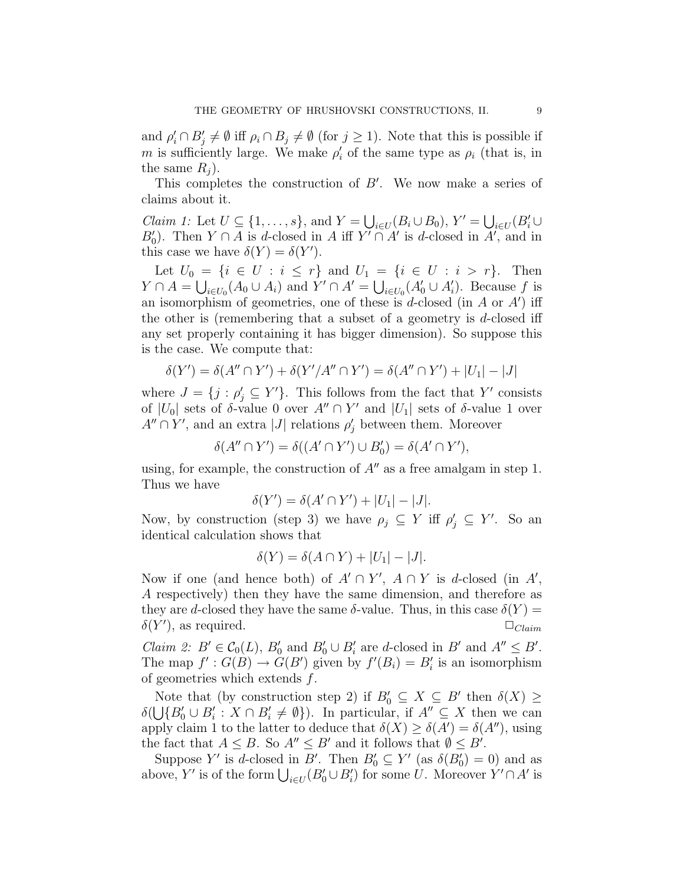and $\rho'_i \cap B'_j \neq \emptyset$ iff $\rho_i \cap B_j \neq \emptyset$ (for $j \geq 1$). Note that this is possible if $m$ is sufficiently large. We make $\rho'_i$ of the same type as $\rho_i$ (that is, in the same $R_j$).

This completes the construction of $B'$. We now make a series of claims about it.

*Claim 1:* Let $U \subseteq \{1, \ldots, s\}$, and $Y = \bigcup_{i \in U}(B_i \cup B_0)$, $Y' = \bigcup_{i \in U}(B'_i \cup B'_0)$. Then $Y \cap A$ is $d$-closed in $A$ iff $Y' \cap A'$ is $d$-closed in $A'$, and in this case we have $\delta(Y) = \delta(Y')$.

Let $U_0 = \{i \in U : i \leq r\}$ and $U_1 = \{i \in U : i > r\}$. Then $Y \cap A = \bigcup_{i \in U_0}(A_0 \cup A_i)$ and $Y' \cap A' = \bigcup_{i \in U_0}(A'_0 \cup A'_i)$. Because $f$ is an isomorphism of geometries, one of these is $d$-closed (in $A$ or $A'$) iff the other is (remembering that a subset of a geometry is $d$-closed iff any set properly containing it has bigger dimension). So suppose this is the case. We compute that:

$$\delta(Y') = \delta(A'' \cap Y') + \delta(Y'/A'' \cap Y') = \delta(A'' \cap Y') + |U_1| - |J|$$

where $J = \{j : \rho'_j \subseteq Y'\}$. This follows from the fact that $Y'$ consists of $|U_0|$ sets of $\delta$-value 0 over $A'' \cap Y'$ and $|U_1|$ sets of $\delta$-value 1 over $A'' \cap Y'$, and an extra $|J|$ relations $\rho'_j$ between them. Moreover

$$\delta(A'' \cap Y') = \delta((A' \cap Y') \cup B'_0) = \delta(A' \cap Y'),$$

using, for example, the construction of $A''$ as a free amalgam in step 1. Thus we have

$$\delta(Y') = \delta(A' \cap Y') + |U_1| - |J|.$$

Now, by construction (step 3) we have $\rho_j \subseteq Y$ iff $\rho'_j \subseteq Y'$. So an identical calculation shows that

$$\delta(Y) = \delta(A \cap Y) + |U_1| - |J|.$$

Now if one (and hence both) of $A' \cap Y'$, $A \cap Y$ is $d$-closed (in $A'$, $A$ respectively) then they have the same dimension, and therefore as they are $d$-closed they have the same $\delta$-value. Thus, in this case $\delta(Y) = \delta(Y')$, as required. $\square_{Claim}$

*Claim 2:* $B' \in \mathcal{C}_0(L)$, $B'_0$ and $B'_0 \cup B'_i$ are $d$-closed in $B'$ and $A'' \leq B'$. The map $f' : G(B) \to G(B')$ given by $f'(B_i) = B'_i$ is an isomorphism of geometries which extends $f$.

Note that (by construction step 2) if $B'_0 \subseteq X \subseteq B'$ then $\delta(X) \geq \delta(\bigcup\{B'_0 \cup B'_i : X \cap B'_i \neq \emptyset\})$. In particular, if $A'' \subseteq X$ then we can apply claim 1 to the latter to deduce that $\delta(X) \geq \delta(A') = \delta(A'')$, using the fact that $A \leq B$. So $A'' \leq B'$ and it follows that $\emptyset \leq B'$.

Suppose $Y'$ is $d$-closed in $B'$. Then $B'_0 \subseteq Y'$ (as $\delta(B'_0) = 0$) and as above, $Y'$ is of the form $\bigcup_{i \in U}(B'_0 \cup B'_i)$ for some $U$. Moreover $Y' \cap A'$ is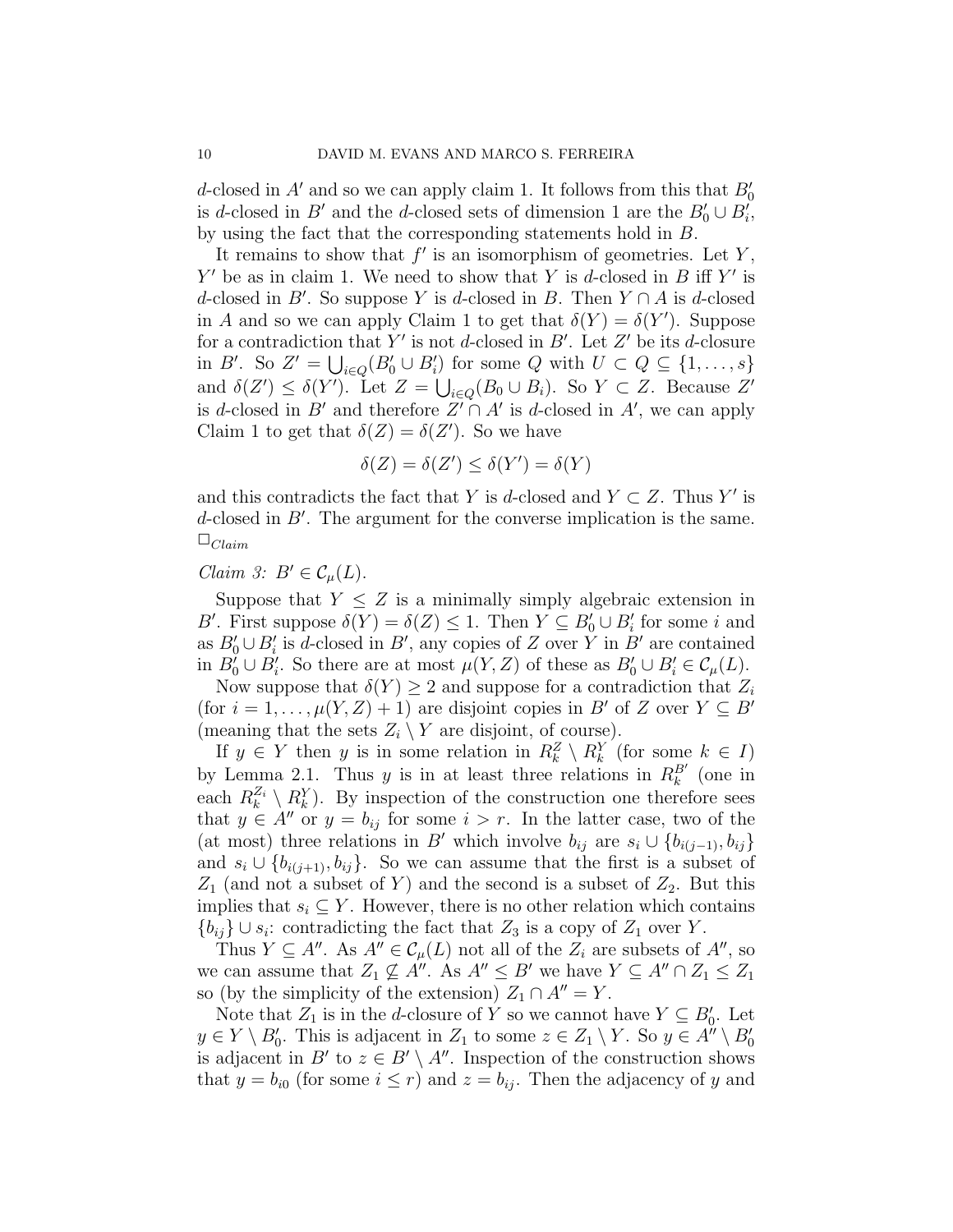$d$-closed in $A'$ and so we can apply claim 1. It follows from this that $B'_0$ is $d$-closed in $B'$ and the $d$-closed sets of dimension 1 are the $B'_0 \cup B'_i$, by using the fact that the corresponding statements hold in $B$.

It remains to show that $f'$ is an isomorphism of geometries. Let $Y$, $Y'$ be as in claim 1. We need to show that $Y$ is $d$-closed in $B$ iff $Y'$ is $d$-closed in $B'$. So suppose $Y$ is $d$-closed in $B$. Then $Y \cap A$ is $d$-closed in $A$ and so we can apply Claim 1 to get that $\delta(Y) = \delta(Y')$. Suppose for a contradiction that $Y'$ is not $d$-closed in $B'$. Let $Z'$ be its $d$-closure in $B'$. So $Z' = \bigcup_{i \in Q}(B'_0 \cup B'_i)$ for some $Q$ with $U \subset Q \subseteq \{1, \ldots, s\}$ and $\delta(Z') \leq \delta(Y')$. Let $Z = \bigcup_{i \in Q}(B_0 \cup B_i)$. So $Y \subset Z$. Because $Z'$ is $d$-closed in $B'$ and therefore $Z' \cap A'$ is $d$-closed in $A'$, we can apply Claim 1 to get that $\delta(Z) = \delta(Z')$. So we have

$$\delta(Z) = \delta(Z') \leq \delta(Y') = \delta(Y)$$

and this contradicts the fact that $Y$ is $d$-closed and $Y \subset Z$. Thus $Y'$ is $d$-closed in $B'$. The argument for the converse implication is the same. $\square_{Claim}$

*Claim 3:* $B' \in \mathcal{C}_\mu(L)$.

Suppose that $Y \leq Z$ is a minimally simply algebraic extension in $B'$. First suppose $\delta(Y) = \delta(Z) \leq 1$. Then $Y \subseteq B'_0 \cup B'_i$ for some $i$ and as $B'_0 \cup B'_i$ is $d$-closed in $B'$, any copies of $Z$ over $Y$ in $B'$ are contained in $B'_0 \cup B'_i$. So there are at most $\mu(Y, Z)$ of these as $B'_0 \cup B'_i \in \mathcal{C}_\mu(L)$.

Now suppose that $\delta(Y) \geq 2$ and suppose for a contradiction that $Z_i$ (for $i = 1, \ldots, \mu(Y, Z) + 1$) are disjoint copies in $B'$ of $Z$ over $Y \subseteq B'$ (meaning that the sets $Z_i \setminus Y$ are disjoint, of course).

If $y \in Y$ then $y$ is in some relation in $R^Z_k \setminus R^Y_k$ (for some $k \in I$) by Lemma 2.1. Thus $y$ is in at least three relations in $R^{B'}_k$ (one in each $R^{Z_i}_k \setminus R^Y_k$). By inspection of the construction one therefore sees that $y \in A''$ or $y = b_{ij}$ for some $i > r$. In the latter case, two of the (at most) three relations in $B'$ which involve $b_{ij}$ are $s_i \cup \{b_{i(j-1)}, b_{ij}\}$ and $s_i \cup \{b_{i(j+1)}, b_{ij}\}$. So we can assume that the first is a subset of $Z_1$ (and not a subset of $Y$) and the second is a subset of $Z_2$. But this implies that $s_i \subseteq Y$. However, there is no other relation which contains $\{b_{ij}\} \cup s_i$: contradicting the fact that $Z_3$ is a copy of $Z_1$ over $Y$.

Thus $Y \subseteq A''$. As $A'' \in \mathcal{C}_\mu(L)$ not all of the $Z_i$ are subsets of $A''$, so we can assume that $Z_1 \not\subseteq A''$. As $A'' \leq B'$ we have $Y \subseteq A'' \cap Z_1 \leq Z_1$ so (by the simplicity of the extension) $Z_1 \cap A'' = Y$.

Note that $Z_1$ is in the $d$-closure of $Y$ so we cannot have $Y \subseteq B'_0$. Let $y \in Y \setminus B'_0$. This is adjacent in $Z_1$ to some $z \in Z_1 \setminus Y$. So $y \in A'' \setminus B'_0$ is adjacent in $B'$ to $z \in B' \setminus A''$. Inspection of the construction shows that $y = b_{i0}$ (for some $i \leq r$) and $z = b_{ij}$. Then the adjacency of $y$ and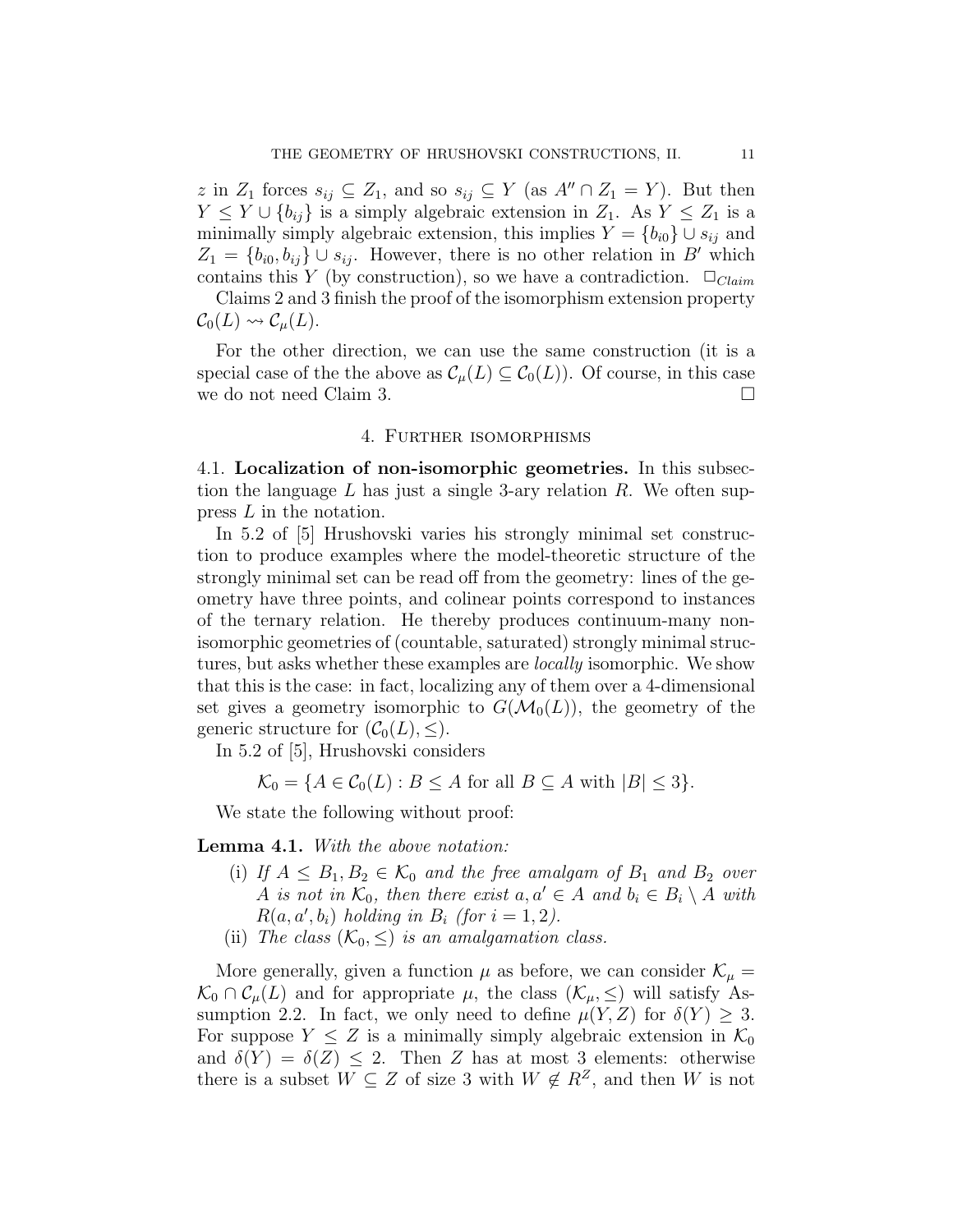$z$ in $Z_1$ forces $s_{ij} \subseteq Z_1$, and so $s_{ij} \subseteq Y$ (as $A'' \cap Z_1 = Y$). But then $Y \leq Y \cup \{b_{ij}\}$ is a simply algebraic extension in $Z_1$. As $Y \leq Z_1$ is a minimally simply algebraic extension, this implies $Y = \{b_{i0}\} \cup s_{ij}$ and $Z_1 = \{b_{i0}, b_{ij}\} \cup s_{ij}$. However, there is no other relation in $B'$ which contains this $Y$ (by construction), so we have a contradiction. $\square_{Claim}$

Claims 2 and 3 finish the proof of the isomorphism extension property $\mathcal{C}_0(L) \rightsquigarrow \mathcal{C}_\mu(L)$.

For the other direction, we can use the same construction (it is a special case of the the above as $\mathcal{C}_\mu(L) \subseteq \mathcal{C}_0(L)$). Of course, in this case we do not need Claim 3. $\square$

## 4. Further isomorphisms

4.1. **Localization of non-isomorphic geometries.** In this subsection the language $L$ has just a single 3-ary relation $R$. We often suppress $L$ in the notation.

In 5.2 of [5] Hrushovski varies his strongly minimal set construction to produce examples where the model-theoretic structure of the strongly minimal set can be read off from the geometry: lines of the geometry have three points, and colinear points correspond to instances of the ternary relation. He thereby produces continuum-many non-isomorphic geometries of (countable, saturated) strongly minimal structures, but asks whether these examples are *locally* isomorphic. We show that this is the case: in fact, localizing any of them over a 4-dimensional set gives a geometry isomorphic to $G(\mathcal{M}_0(L))$, the geometry of the generic structure for $(\mathcal{C}_0(L), \leq)$.

In 5.2 of [5], Hrushovski considers

$$\mathcal{K}_0 = \{A \in \mathcal{C}_0(L) : B \leq A \text{ for all } B \subseteq A \text{ with } |B| \leq 3\}.$$

We state the following without proof:

**Lemma 4.1.** *With the above notation:*

- (i) *If $A \leq B_1, B_2 \in \mathcal{K}_0$ and the free amalgam of $B_1$ and $B_2$ over $A$ is not in $\mathcal{K}_0$, then there exist $a, a' \in A$ and $b_i \in B_i \setminus A$ with $R(a, a', b_i)$ holding in $B_i$ (for $i = 1, 2$).*
- (ii) *The class $(\mathcal{K}_0, \leq)$ is an amalgamation class.*

More generally, given a function $\mu$ as before, we can consider $\mathcal{K}_\mu = \mathcal{K}_0 \cap \mathcal{C}_\mu(L)$ and for appropriate $\mu$, the class $(\mathcal{K}_\mu, \leq)$ will satisfy Assumption 2.2. In fact, we only need to define $\mu(Y, Z)$ for $\delta(Y) \geq 3$. For suppose $Y \leq Z$ is a minimally simply algebraic extension in $\mathcal{K}_0$ and $\delta(Y) = \delta(Z) \leq 2$. Then $Z$ has at most 3 elements: otherwise there is a subset $W \subseteq Z$ of size 3 with $W \notin R^Z$, and then $W$ is not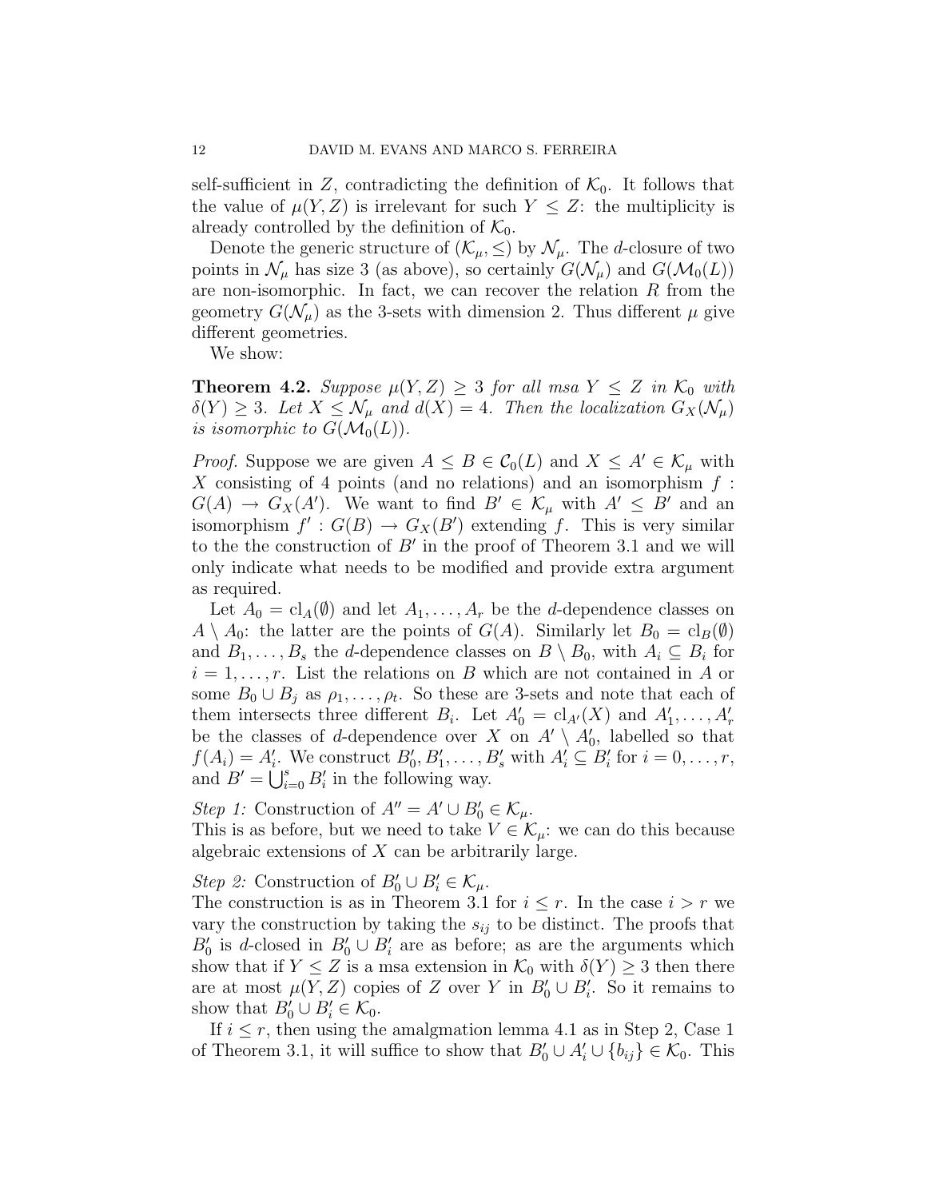self-sufficient in $Z$, contradicting the definition of $\mathcal{K}_0$. It follows that the value of $\mu(Y, Z)$ is irrelevant for such $Y \leq Z$: the multiplicity is already controlled by the definition of $\mathcal{K}_0$.

Denote the generic structure of $(\mathcal{K}_\mu, \leq)$ by $\mathcal{N}_\mu$. The $d$-closure of two points in $\mathcal{N}_\mu$ has size 3 (as above), so certainly $G(\mathcal{N}_\mu)$ and $G(\mathcal{M}_0(L))$ are non-isomorphic. In fact, we can recover the relation $R$ from the geometry $G(\mathcal{N}_\mu)$ as the 3-sets with dimension 2. Thus different $\mu$ give different geometries.

We show:

**Theorem 4.2.** *Suppose $\mu(Y, Z) \geq 3$ for all msa $Y \leq Z$ in $\mathcal{K}_0$ with $\delta(Y) \geq 3$. Let $X \leq \mathcal{N}_\mu$ and $d(X) = 4$. Then the localization $G_X(\mathcal{N}_\mu)$ is isomorphic to $G(\mathcal{M}_0(L))$.*

*Proof.* Suppose we are given $A \leq B \in \mathcal{C}_0(L)$ and $X \leq A' \in \mathcal{K}_\mu$ with $X$ consisting of 4 points (and no relations) and an isomorphism $f : G(A) \to G_X(A')$. We want to find $B' \in \mathcal{K}_\mu$ with $A' \leq B'$ and an isomorphism $f' : G(B) \to G_X(B')$ extending $f$. This is very similar to the the construction of $B'$ in the proof of Theorem 3.1 and we will only indicate what needs to be modified and provide extra argument as required.

Let $A_0 = \mathrm{cl}_A(\emptyset)$ and let $A_1, \ldots, A_r$ be the $d$-dependence classes on $A \setminus A_0$: the latter are the points of $G(A)$. Similarly let $B_0 = \mathrm{cl}_B(\emptyset)$ and $B_1, \ldots, B_s$ the $d$-dependence classes on $B \setminus B_0$, with $A_i \subseteq B_i$ for $i = 1, \ldots, r$. List the relations on $B$ which are not contained in $A$ or some $B_0 \cup B_j$ as $\rho_1, \ldots, \rho_t$. So these are 3-sets and note that each of them intersects three different $B_i$. Let $A'_0 = \mathrm{cl}_{A'}(X)$ and $A'_1, \ldots, A'_r$ be the classes of $d$-dependence over $X$ on $A' \setminus A'_0$, labelled so that $f(A_i) = A'_i$. We construct $B'_0, B'_1, \ldots, B'_s$ with $A'_i \subseteq B'_i$ for $i = 0, \ldots, r$, and $B' = \bigcup_{i=0}^{s} B'_i$ in the following way.

*Step 1:* Construction of $A'' = A' \cup B'_0 \in \mathcal{K}_\mu$.
This is as before, but we need to take $V \in \mathcal{K}_\mu$: we can do this because algebraic extensions of $X$ can be arbitrarily large.

*Step 2:* Construction of $B'_0 \cup B'_i \in \mathcal{K}_\mu$.
The construction is as in Theorem 3.1 for $i \leq r$. In the case $i > r$ we vary the construction by taking the $s_{ij}$ to be distinct. The proofs that $B'_0$ is $d$-closed in $B'_0 \cup B'_i$ are as before; as are the arguments which show that if $Y \leq Z$ is a msa extension in $\mathcal{K}_0$ with $\delta(Y) \geq 3$ then there are at most $\mu(Y, Z)$ copies of $Z$ over $Y$ in $B'_0 \cup B'_i$. So it remains to show that $B'_0 \cup B'_i \in \mathcal{K}_0$.

If $i \leq r$, then using the amalgmation lemma 4.1 as in Step 2, Case 1 of Theorem 3.1, it will suffice to show that $B'_0 \cup A'_i \cup \{b_{ij}\} \in \mathcal{K}_0$. This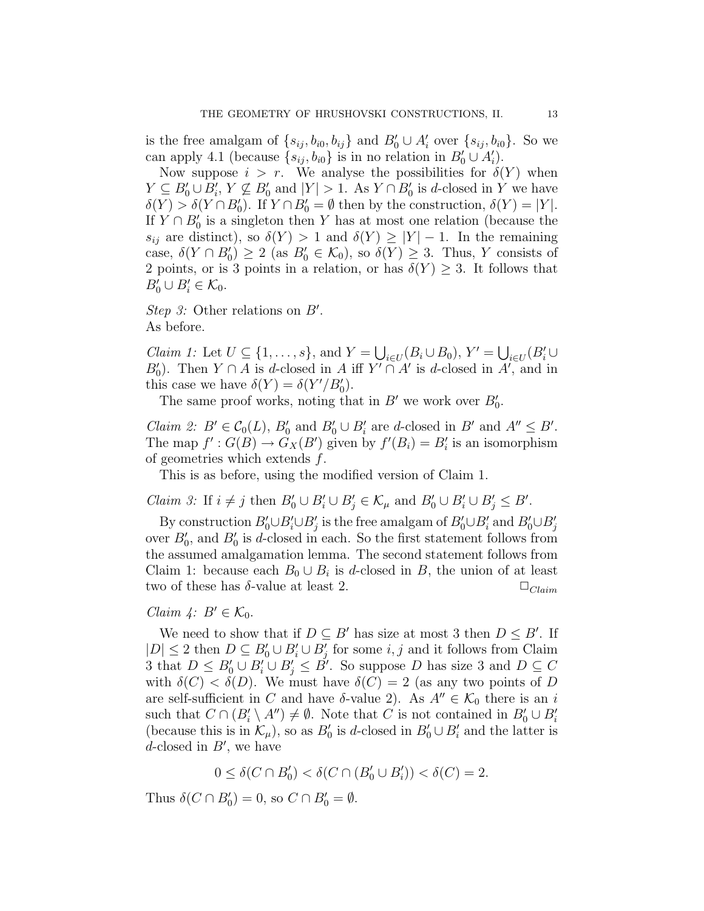is the free amalgam of $\{s_{ij}, b_{i0}, b_{ij}\}$ and $B'_0 \cup A'_i$ over $\{s_{ij}, b_{i0}\}$. So we can apply 4.1 (because $\{s_{ij}, b_{i0}\}$ is in no relation in $B'_0 \cup A'_i$).

Now suppose $i > r$. We analyse the possibilities for $\delta(Y)$ when $Y \subseteq B'_0 \cup B'_i$, $Y \not\subseteq B'_0$ and $|Y| > 1$. As $Y \cap B'_0$ is $d$-closed in $Y$ we have $\delta(Y) > \delta(Y \cap B'_0)$. If $Y \cap B'_0 = \emptyset$ then by the construction, $\delta(Y) = |Y|$. If $Y \cap B'_0$ is a singleton then $Y$ has at most one relation (because the $s_{ij}$ are distinct), so $\delta(Y) > 1$ and $\delta(Y) \geq |Y| - 1$. In the remaining case, $\delta(Y \cap B'_0) \geq 2$ (as $B'_0 \in \mathcal{K}_0$), so $\delta(Y) \geq 3$. Thus, $Y$ consists of 2 points, or is 3 points in a relation, or has $\delta(Y) \geq 3$. It follows that $B'_0 \cup B'_i \in \mathcal{K}_0$.

*Step 3:* Other relations on $B'$.
As before.

*Claim 1:* Let $U \subseteq \{1, \ldots, s\}$, and $Y = \bigcup_{i \in U}(B_i \cup B_0)$, $Y' = \bigcup_{i \in U}(B'_i \cup B'_0)$. Then $Y \cap A$ is $d$-closed in $A$ iff $Y' \cap A'$ is $d$-closed in $A'$, and in this case we have $\delta(Y) = \delta(Y'/B'_0)$.

The same proof works, noting that in $B'$ we work over $B'_0$.

*Claim 2:* $B' \in \mathcal{C}_0(L)$, $B'_0$ and $B'_0 \cup B'_i$ are $d$-closed in $B'$ and $A'' \leq B'$. The map $f' : G(B) \to G_X(B')$ given by $f'(B_i) = B'_i$ is an isomorphism of geometries which extends $f$.

This is as before, using the modified version of Claim 1.

*Claim 3:* If $i \neq j$ then $B'_0 \cup B'_i \cup B'_j \in \mathcal{K}_\mu$ and $B'_0 \cup B'_i \cup B'_j \leq B'$.

By construction $B'_0 \cup B'_i \cup B'_j$ is the free amalgam of $B'_0 \cup B'_i$ and $B'_0 \cup B'_j$ over $B'_0$, and $B'_0$ is $d$-closed in each. So the first statement follows from the assumed amalgamation lemma. The second statement follows from Claim 1: because each $B_0 \cup B_i$ is $d$-closed in $B$, the union of at least two of these has $\delta$-value at least 2. $\square_{Claim}$

*Claim 4:* $B' \in \mathcal{K}_0$.

We need to show that if $D \subseteq B'$ has size at most 3 then $D \leq B'$. If $|D| \leq 2$ then $D \subseteq B'_0 \cup B'_i \cup B'_j$ for some $i, j$ and it follows from Claim 3 that $D \leq B'_0 \cup B'_i \cup B'_j \leq B'$. So suppose $D$ has size 3 and $D \subseteq C$ with $\delta(C) < \delta(D)$. We must have $\delta(C) = 2$ (as any two points of $D$ are self-sufficient in $C$ and have $\delta$-value 2). As $A'' \in \mathcal{K}_0$ there is an $i$ such that $C \cap (B'_i \setminus A'') \neq \emptyset$. Note that $C$ is not contained in $B'_0 \cup B'_i$ (because this is in $\mathcal{K}_\mu$), so as $B'_0$ is $d$-closed in $B'_0 \cup B'_i$ and the latter is $d$-closed in $B'$, we have

$$0 \leq \delta(C \cap B'_0) < \delta(C \cap (B'_0 \cup B'_i)) < \delta(C) = 2.$$

Thus $\delta(C \cap B'_0) = 0$, so $C \cap B'_0 = \emptyset$.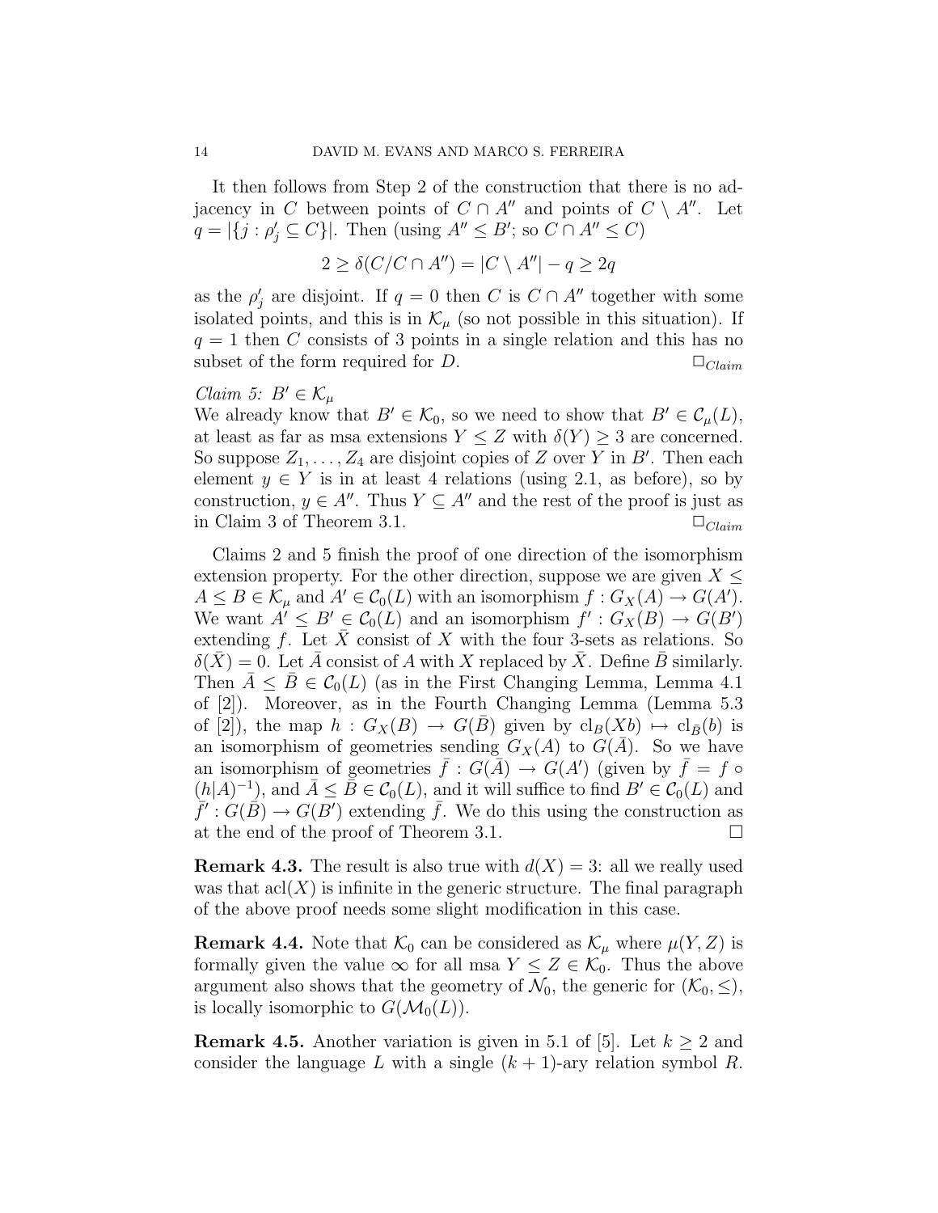It then follows from Step 2 of the construction that there is no adjacency in $C$ between points of $C \cap A''$ and points of $C \setminus A''$. Let $q = |\{j : \rho'_j \subseteq C\}|$. Then (using $A'' \leq B'$; so $C \cap A'' \leq C$)

$$2 \geq \delta(C/C \cap A'') = |C \setminus A''| - q \geq 2q$$

as the $\rho'_j$ are disjoint. If $q = 0$ then $C$ is $C \cap A''$ together with some isolated points, and this is in $\mathcal{K}_\mu$ (so not possible in this situation). If $q = 1$ then $C$ consists of 3 points in a single relation and this has no subset of the form required for $D$. $\square_{Claim}$

*Claim 5:* $B' \in \mathcal{K}_\mu$

We already know that $B' \in \mathcal{K}_0$, so we need to show that $B' \in \mathcal{C}_\mu(L)$, at least as far as msa extensions $Y \leq Z$ with $\delta(Y) \geq 3$ are concerned. So suppose $Z_1, \ldots, Z_4$ are disjoint copies of $Z$ over $Y$ in $B'$. Then each element $y \in Y$ is in at least 4 relations (using 2.1, as before), so by construction, $y \in A''$. Thus $Y \subseteq A''$ and the rest of the proof is just as in Claim 3 of Theorem 3.1. $\square_{Claim}$

Claims 2 and 5 finish the proof of one direction of the isomorphism extension property. For the other direction, suppose we are given $X \leq A \leq B \in \mathcal{K}_\mu$ and $A' \in \mathcal{C}_0(L)$ with an isomorphism $f : G_X(A) \to G(A')$. We want $A' \leq B' \in \mathcal{C}_0(L)$ and an isomorphism $f' : G_X(B) \to G(B')$ extending $f$. Let $\bar{X}$ consist of $X$ with the four 3-sets as relations. So $\delta(\bar{X}) = 0$. Let $\bar{A}$ consist of $A$ with $X$ replaced by $\bar{X}$. Define $\bar{B}$ similarly. Then $\bar{A} \leq \bar{B} \in \mathcal{C}_0(L)$ (as in the First Changing Lemma, Lemma 4.1 of [2]). Moreover, as in the Fourth Changing Lemma (Lemma 5.3 of [2]), the map $h : G_X(B) \to G(\bar{B})$ given by $\mathrm{cl}_B(Xb) \mapsto \mathrm{cl}_{\bar{B}}(b)$ is an isomorphism of geometries sending $G_X(A)$ to $G(\bar{A})$. So we have an isomorphism of geometries $\bar{f} : G(\bar{A}) \to G(A')$ (given by $\bar{f} = f \circ (h|A)^{-1}$), and $\bar{A} \leq \bar{B} \in \mathcal{C}_0(L)$, and it will suffice to find $B' \in \mathcal{C}_0(L)$ and $\bar{f}' : G(\bar{B}) \to G(B')$ extending $\bar{f}$. We do this using the construction as at the end of the proof of Theorem 3.1. $\square$

**Remark 4.3.** The result is also true with $d(X) = 3$: all we really used was that $\mathrm{acl}(X)$ is infinite in the generic structure. The final paragraph of the above proof needs some slight modification in this case.

**Remark 4.4.** Note that $\mathcal{K}_0$ can be considered as $\mathcal{K}_\mu$ where $\mu(Y, Z)$ is formally given the value $\infty$ for all msa $Y \leq Z \in \mathcal{K}_0$. Thus the above argument also shows that the geometry of $\mathcal{N}_0$, the generic for $(\mathcal{K}_0, \leq)$, is locally isomorphic to $G(\mathcal{M}_0(L))$.

**Remark 4.5.** Another variation is given in 5.1 of [5]. Let $k \geq 2$ and consider the language $L$ with a single $(k+1)$-ary relation symbol $R$.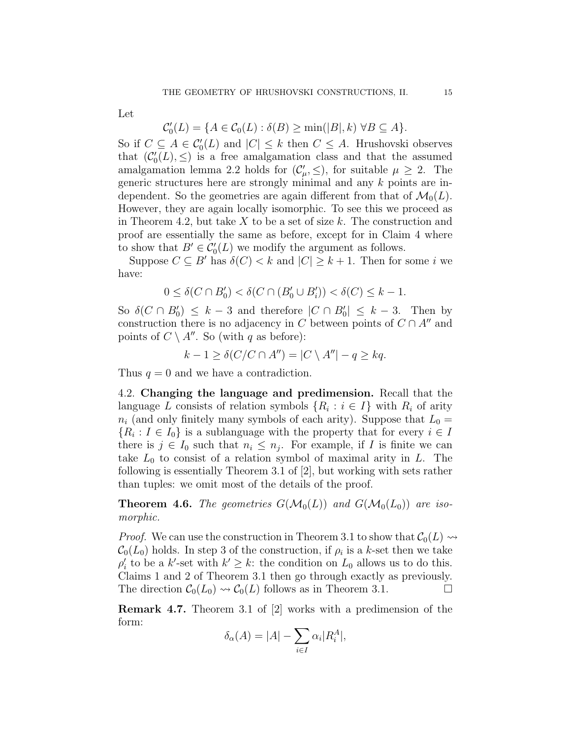Let

$$\mathcal{C}_0'(L) = \{A \in \mathcal{C}_0(L) : \delta(B) \geq \min(|B|, k)\ \forall B \subseteq A\}.$$

So if $C \subseteq A \in \mathcal{C}_0'(L)$ and $|C| \leq k$ then $C \leq A$. Hrushovski observes that $(\mathcal{C}_0'(L), \leq)$ is a free amalgamation class and that the assumed amalgamation lemma 2.2 holds for $(\mathcal{C}_\mu', \leq)$, for suitable $\mu \geq 2$. The generic structures here are strongly minimal and any $k$ points are independent. So the geometries are again different from that of $\mathcal{M}_0(L)$. However, they are again locally isomorphic. To see this we proceed as in Theorem 4.2, but take $X$ to be a set of size $k$. The construction and proof are essentially the same as before, except for in Claim 4 where to show that $B' \in \mathcal{C}_0'(L)$ we modify the argument as follows.

Suppose $C \subseteq B'$ has $\delta(C) < k$ and $|C| \geq k+1$. Then for some $i$ we have:

$$0 \leq \delta(C \cap B_0') < \delta(C \cap (B_0' \cup B_i')) < \delta(C) \leq k-1.$$

So $\delta(C \cap B_0') \leq k-3$ and therefore $|C \cap B_0'| \leq k-3$. Then by construction there is no adjacency in $C$ between points of $C \cap A''$ and points of $C \setminus A''$. So (with $q$ as before):

$$k - 1 \geq \delta(C/C \cap A'') = |C \setminus A''| - q \geq kq.$$

Thus $q = 0$ and we have a contradiction.

## 4.2. Changing the language and predimension.

Recall that the language $L$ consists of relation symbols $\{R_i : i \in I\}$ with $R_i$ of arity $n_i$ (and only finitely many symbols of each arity). Suppose that $L_0 = \{R_i : I \in I_0\}$ is a sublanguage with the property that for every $i \in I$ there is $j \in I_0$ such that $n_i \leq n_j$. For example, if $I$ is finite we can take $L_0$ to consist of a relation symbol of maximal arity in $L$. The following is essentially Theorem 3.1 of [2], but working with sets rather than tuples: we omit most of the details of the proof.

**Theorem 4.6.** *The geometries $G(\mathcal{M}_0(L))$ and $G(\mathcal{M}_0(L_0))$ are isomorphic.*

*Proof.* We can use the construction in Theorem 3.1 to show that $\mathcal{C}_0(L) \rightsquigarrow \mathcal{C}_0(L_0)$ holds. In step 3 of the construction, if $\rho_i$ is a $k$-set then we take $\rho_i'$ to be a $k'$-set with $k' \geq k$: the condition on $L_0$ allows us to do this. Claims 1 and 2 of Theorem 3.1 then go through exactly as previously. The direction $\mathcal{C}_0(L_0) \rightsquigarrow \mathcal{C}_0(L)$ follows as in Theorem 3.1. $\square$

**Remark 4.7.** Theorem 3.1 of [2] works with a predimension of the form:

$$\delta_\alpha(A) = |A| - \sum_{i \in I} \alpha_i |R_i^A|,$$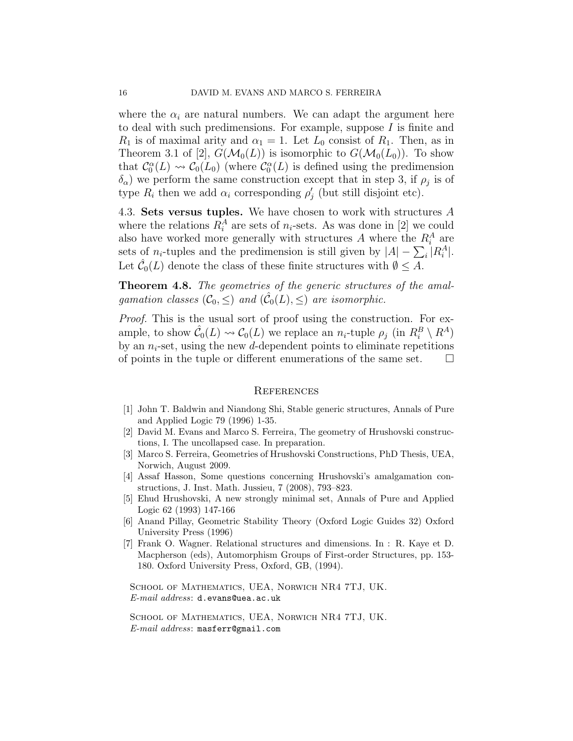where the $\alpha_i$ are natural numbers. We can adapt the argument here to deal with such predimensions. For example, suppose $I$ is finite and $R_1$ is of maximal arity and $\alpha_1 = 1$. Let $L_0$ consist of $R_1$. Then, as in Theorem 3.1 of [2], $G(\mathcal{M}_0(L))$ is isomorphic to $G(\mathcal{M}_0(L_0))$. To show that $\mathcal{C}_0^{\alpha}(L) \rightsquigarrow \mathcal{C}_0(L_0)$ (where $\mathcal{C}_0^{\alpha}(L)$ is defined using the predimension $\delta_\alpha$) we perform the same construction except that in step 3, if $\rho_j$ is of type $R_i$ then we add $\alpha_i$ corresponding $\rho'_j$ (but still disjoint etc).

4.3. **Sets versus tuples.** We have chosen to work with structures $A$ where the relations $R_i^A$ are sets of $n_i$-sets. As was done in [2] we could also have worked more generally with structures $A$ where the $R_i^A$ are sets of $n_i$-tuples and the predimension is still given by $|A| - \sum_i |R_i^A|$. Let $\hat{\mathcal{C}}_0(L)$ denote the class of these finite structures with $\emptyset \leq A$.

**Theorem 4.8.** *The geometries of the generic structures of the amalgamation classes $(\mathcal{C}_0, \leq)$ and $(\hat{\mathcal{C}}_0(L), \leq)$ are isomorphic.*

*Proof.* This is the usual sort of proof using the construction. For example, to show $\hat{\mathcal{C}}_0(L) \rightsquigarrow \mathcal{C}_0(L)$ we replace an $n_i$-tuple $\rho_j$ (in $R_i^B \setminus R^A$) by an $n_i$-set, using the new $d$-dependent points to eliminate repetitions of points in the tuple or different enumerations of the same set. $\square$

## References

[1] John T. Baldwin and Niandong Shi, Stable generic structures, Annals of Pure and Applied Logic 79 (1996) 1-35.

[2] David M. Evans and Marco S. Ferreira, The geometry of Hrushovski constructions, I. The uncollapsed case. In preparation.

[3] Marco S. Ferreira, Geometries of Hrushovski Constructions, PhD Thesis, UEA, Norwich, August 2009.

[4] Assaf Hasson, Some questions concerning Hrushovski's amalgamation constructions, J. Inst. Math. Jussieu, 7 (2008), 793–823.

[5] Ehud Hrushovski, A new strongly minimal set, Annals of Pure and Applied Logic 62 (1993) 147-166

[6] Anand Pillay, Geometric Stability Theory (Oxford Logic Guides 32) Oxford University Press (1996)

[7] Frank O. Wagner. Relational structures and dimensions. In : R. Kaye et D. Macpherson (eds), Automorphism Groups of First-order Structures, pp. 153-180. Oxford University Press, Oxford, GB, (1994).

School of Mathematics, UEA, Norwich NR4 7TJ, UK.
*E-mail address*: d.evans@uea.ac.uk

School of Mathematics, UEA, Norwich NR4 7TJ, UK.
*E-mail address*: masferr@gmail.com